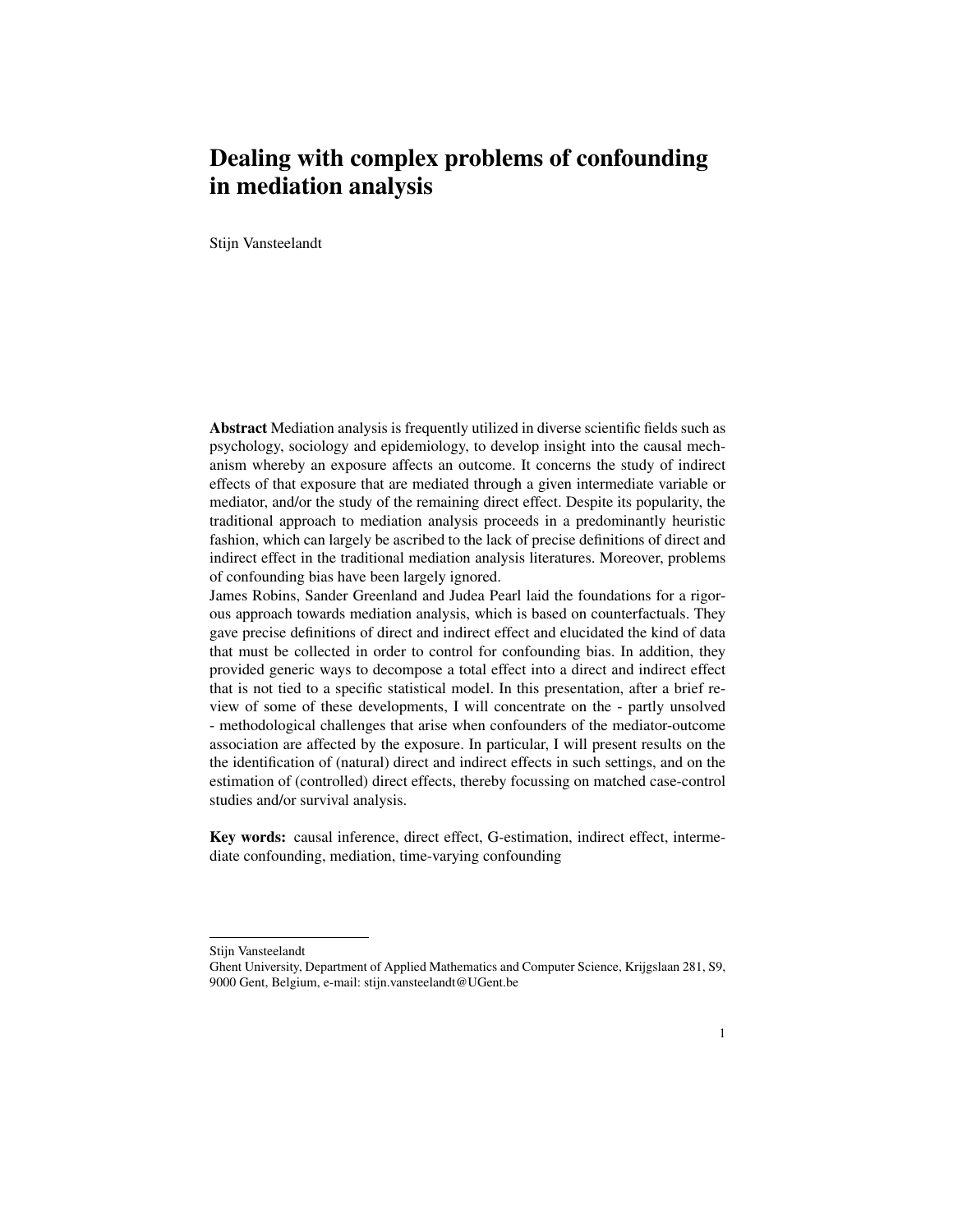# Dealing with complex problems of confounding in mediation analysis

Stijn Vansteelandt

**Abstract** Mediation analysis is frequently utilized in diverse scientific fields such as psychology, sociology and epidemiology, to develop insight into the causal mechanism whereby an exposure affects an outcome. It concerns the study of indirect effects of that exposure that are mediated through a given intermediate variable or mediator, and/or the study of the remaining direct effect. Despite its popularity, the traditional approach to mediation analysis proceeds in a predominantly heuristic fashion, which can largely be ascribed to the lack of precise definitions of direct and indirect effect in the traditional mediation analysis literatures. Moreover, problems of confounding bias have been largely ignored.

James Robins, Sander Greenland and Judea Pearl laid the foundations for a rigorous approach towards mediation analysis, which is based on counterfactuals. They gave precise definitions of direct and indirect effect and elucidated the kind of data that must be collected in order to control for confounding bias. In addition, they provided generic ways to decompose a total effect into a direct and indirect effect that is not tied to a specific statistical model. In this presentation, after a brief review of some of these developments, I will concentrate on the - partly unsolved - methodological challenges that arise when confounders of the mediator-outcome association are affected by the exposure. In particular, I will present results on the the identification of (natural) direct and indirect effects in such settings, and on the estimation of (controlled) direct effects, thereby focussing on matched case-control studies and/or survival analysis.

**Key words:** causal inference, direct effect, G-estimation, indirect effect, intermediate confounding, mediation, time-varying confounding

---

Stijn Vansteelandt
Ghent University, Department of Applied Mathematics and Computer Science, Krijgslaan 281, S9, 9000 Gent, Belgium, e-mail: stijn.vansteelandt@UGent.be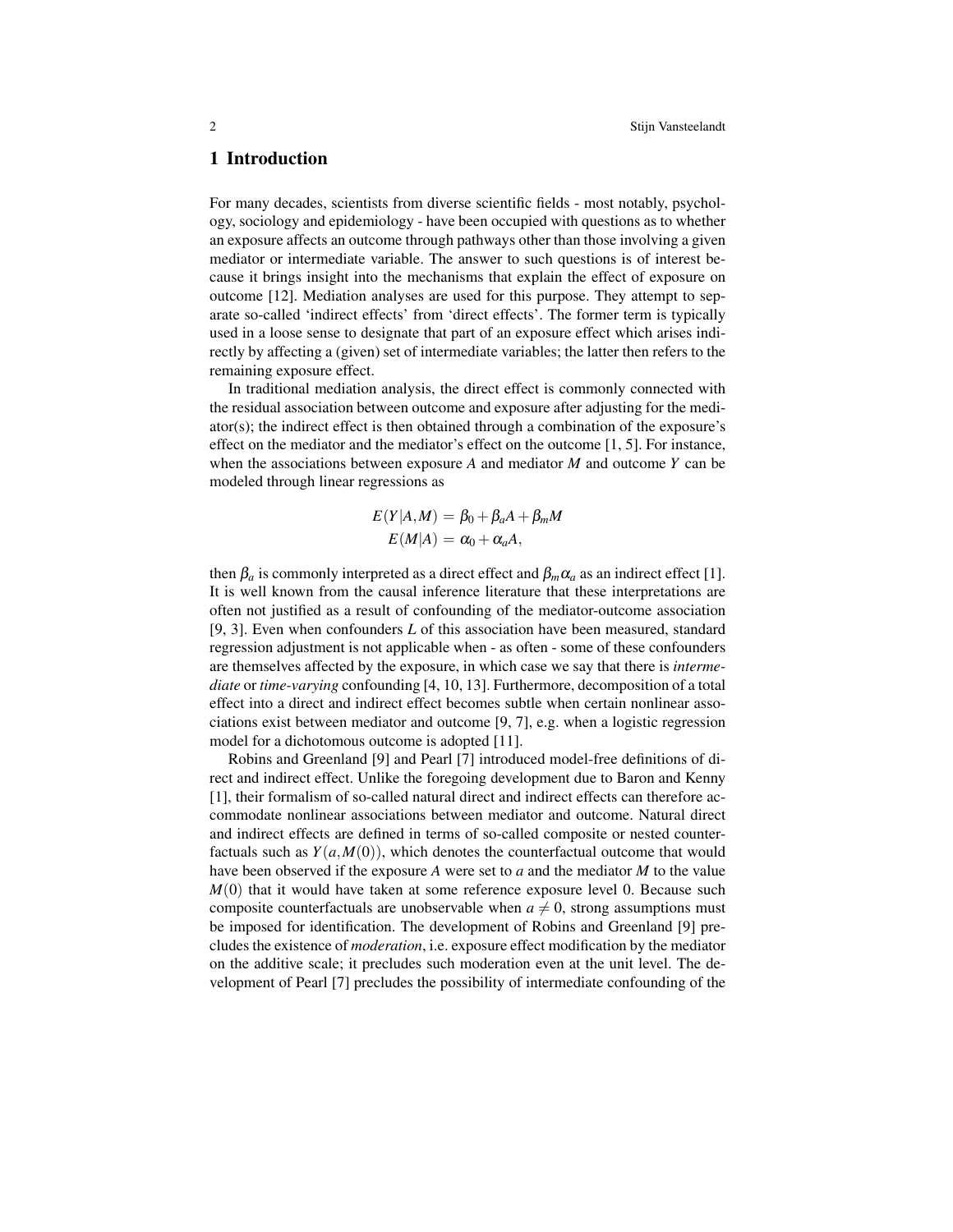# 1 Introduction

For many decades, scientists from diverse scientific fields - most notably, psychology, sociology and epidemiology - have been occupied with questions as to whether an exposure affects an outcome through pathways other than those involving a given mediator or intermediate variable. The answer to such questions is of interest because it brings insight into the mechanisms that explain the effect of exposure on outcome [12]. Mediation analyses are used for this purpose. They attempt to separate so-called 'indirect effects' from 'direct effects'. The former term is typically used in a loose sense to designate that part of an exposure effect which arises indirectly by affecting a (given) set of intermediate variables; the latter then refers to the remaining exposure effect.

In traditional mediation analysis, the direct effect is commonly connected with the residual association between outcome and exposure after adjusting for the mediator(s); the indirect effect is then obtained through a combination of the exposure's effect on the mediator and the mediator's effect on the outcome [1, 5]. For instance, when the associations between exposure $A$ and mediator $M$ and outcome $Y$ can be modeled through linear regressions as

$$
\begin{aligned}
E(Y|A,M) &= \beta_0 + \beta_a A + \beta_m M \\
E(M|A) &= \alpha_0 + \alpha_a A,
\end{aligned}
$$

then $\beta_a$ is commonly interpreted as a direct effect and $\beta_m \alpha_a$ as an indirect effect [1]. It is well known from the causal inference literature that these interpretations are often not justified as a result of confounding of the mediator-outcome association [9, 3]. Even when confounders $L$ of this association have been measured, standard regression adjustment is not applicable when - as often - some of these confounders are themselves affected by the exposure, in which case we say that there is *intermediate* or *time-varying* confounding [4, 10, 13]. Furthermore, decomposition of a total effect into a direct and indirect effect becomes subtle when certain nonlinear associations exist between mediator and outcome [9, 7], e.g. when a logistic regression model for a dichotomous outcome is adopted [11].

Robins and Greenland [9] and Pearl [7] introduced model-free definitions of direct and indirect effect. Unlike the foregoing development due to Baron and Kenny [1], their formalism of so-called natural direct and indirect effects can therefore accommodate nonlinear associations between mediator and outcome. Natural direct and indirect effects are defined in terms of so-called composite or nested counterfactuals such as $Y(a, M(0))$, which denotes the counterfactual outcome that would have been observed if the exposure $A$ were set to $a$ and the mediator $M$ to the value $M(0)$ that it would have taken at some reference exposure level 0. Because such composite counterfactuals are unobservable when $a \neq 0$, strong assumptions must be imposed for identification. The development of Robins and Greenland [9] precludes the existence of *moderation*, i.e. exposure effect modification by the mediator on the additive scale; it precludes such moderation even at the unit level. The development of Pearl [7] precludes the possibility of intermediate confounding of the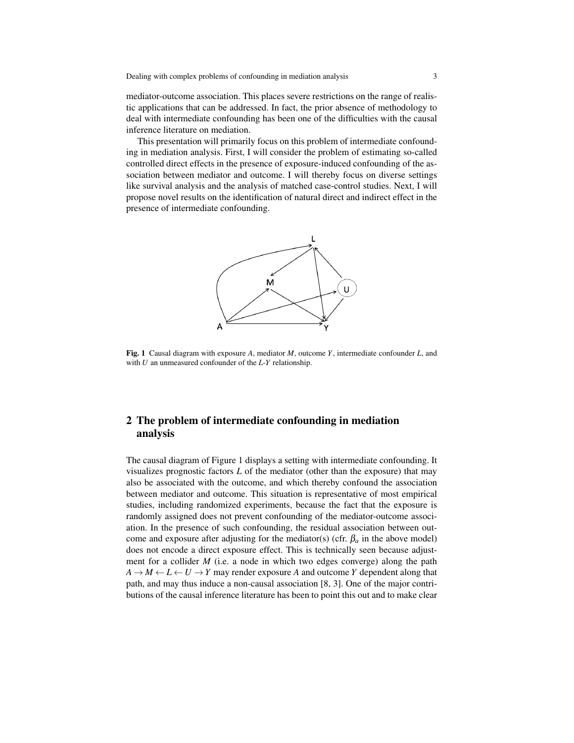mediator-outcome association. This places severe restrictions on the range of realistic applications that can be addressed. In fact, the prior absence of methodology to deal with intermediate confounding has been one of the difficulties with the causal inference literature on mediation.

This presentation will primarily focus on this problem of intermediate confounding in mediation analysis. First, I will consider the problem of estimating so-called controlled direct effects in the presence of exposure-induced confounding of the association between mediator and outcome. I will thereby focus on diverse settings like survival analysis and the analysis of matched case-control studies. Next, I will propose novel results on the identification of natural direct and indirect effect in the presence of intermediate confounding.

**Fig. 1** Causal diagram with exposure $A$, mediator $M$, outcome $Y$, intermediate confounder $L$, and with $U$ an unmeasured confounder of the $L$-$Y$ relationship.

## 2 The problem of intermediate confounding in mediation analysis

The causal diagram of Figure 1 displays a setting with intermediate confounding. It visualizes prognostic factors $L$ of the mediator (other than the exposure) that may also be associated with the outcome, and which thereby confound the association between mediator and outcome. This situation is representative of most empirical studies, including randomized experiments, because the fact that the exposure is randomly assigned does not prevent confounding of the mediator-outcome association. In the presence of such confounding, the residual association between outcome and exposure after adjusting for the mediator(s) (cfr. $\beta_a$ in the above model) does not encode a direct exposure effect. This is technically seen because adjustment for a collider $M$ (i.e. a node in which two edges converge) along the path $A \rightarrow M \leftarrow L \leftarrow U \rightarrow Y$ may render exposure $A$ and outcome $Y$ dependent along that path, and may thus induce a non-causal association [8, 3]. One of the major contributions of the causal inference literature has been to point this out and to make clear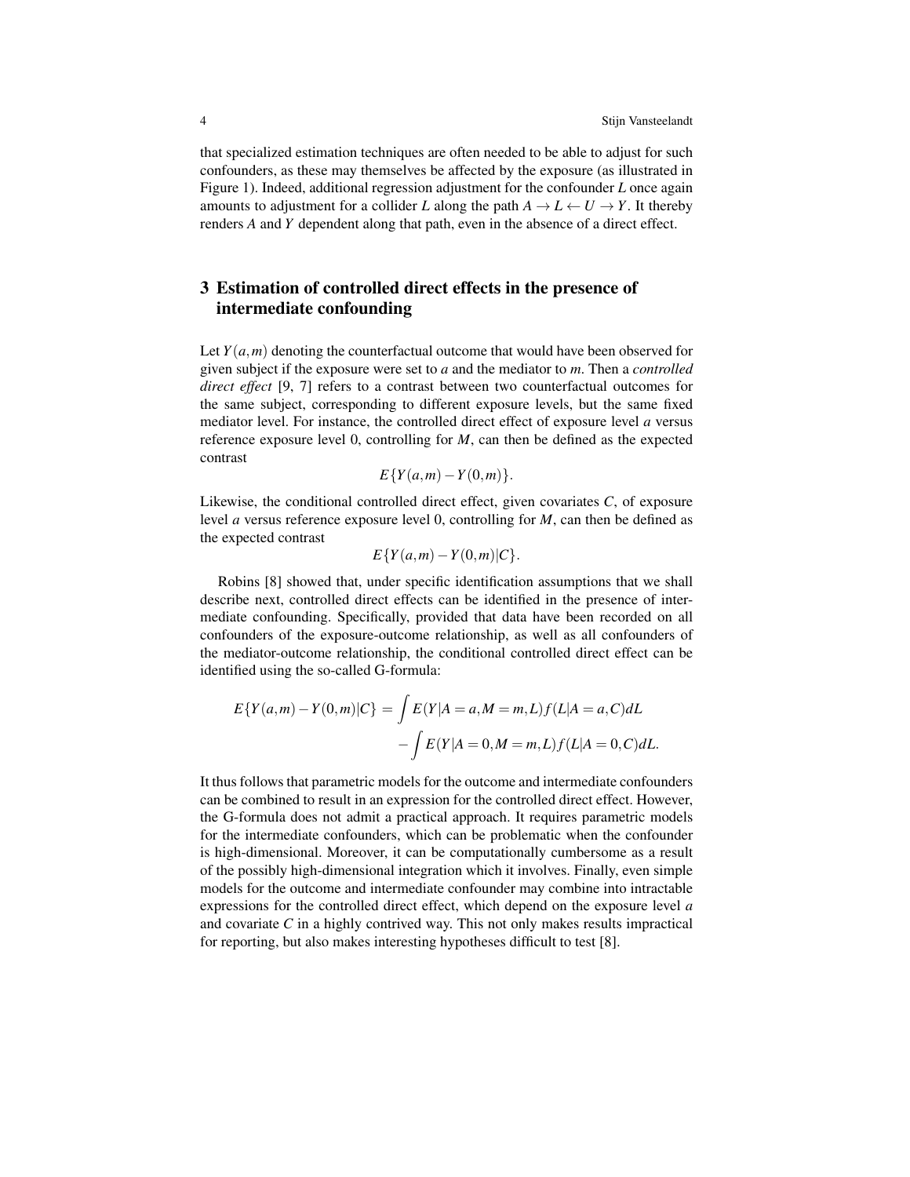that specialized estimation techniques are often needed to be able to adjust for such confounders, as these may themselves be affected by the exposure (as illustrated in Figure 1). Indeed, additional regression adjustment for the confounder $L$ once again amounts to adjustment for a collider $L$ along the path $A \rightarrow L \leftarrow U \rightarrow Y$. It thereby renders $A$ and $Y$ dependent along that path, even in the absence of a direct effect.

## 3 Estimation of controlled direct effects in the presence of intermediate confounding

Let $Y(a,m)$ denoting the counterfactual outcome that would have been observed for given subject if the exposure were set to $a$ and the mediator to $m$. Then a *controlled direct effect* [9, 7] refers to a contrast between two counterfactual outcomes for the same subject, corresponding to different exposure levels, but the same fixed mediator level. For instance, the controlled direct effect of exposure level $a$ versus reference exposure level 0, controlling for $M$, can then be defined as the expected contrast

$$E\{Y(a,m) - Y(0,m)\}.$$

Likewise, the conditional controlled direct effect, given covariates $C$, of exposure level $a$ versus reference exposure level 0, controlling for $M$, can then be defined as the expected contrast

$$E\{Y(a,m) - Y(0,m)|C\}.$$

Robins [8] showed that, under specific identification assumptions that we shall describe next, controlled direct effects can be identified in the presence of intermediate confounding. Specifically, provided that data have been recorded on all confounders of the exposure-outcome relationship, as well as all confounders of the mediator-outcome relationship, the conditional controlled direct effect can be identified using the so-called G-formula:

$$\begin{aligned} E\{Y(a,m) - Y(0,m)|C\} &= \int E(Y|A=a, M=m, L) f(L|A=a, C) dL \\ &\quad - \int E(Y|A=0, M=m, L) f(L|A=0, C) dL. \end{aligned}$$

It thus follows that parametric models for the outcome and intermediate confounders can be combined to result in an expression for the controlled direct effect. However, the G-formula does not admit a practical approach. It requires parametric models for the intermediate confounders, which can be problematic when the confounder is high-dimensional. Moreover, it can be computationally cumbersome as a result of the possibly high-dimensional integration which it involves. Finally, even simple models for the outcome and intermediate confounder may combine into intractable expressions for the controlled direct effect, which depend on the exposure level $a$ and covariate $C$ in a highly contrived way. This not only makes results impractical for reporting, but also makes interesting hypotheses difficult to test [8].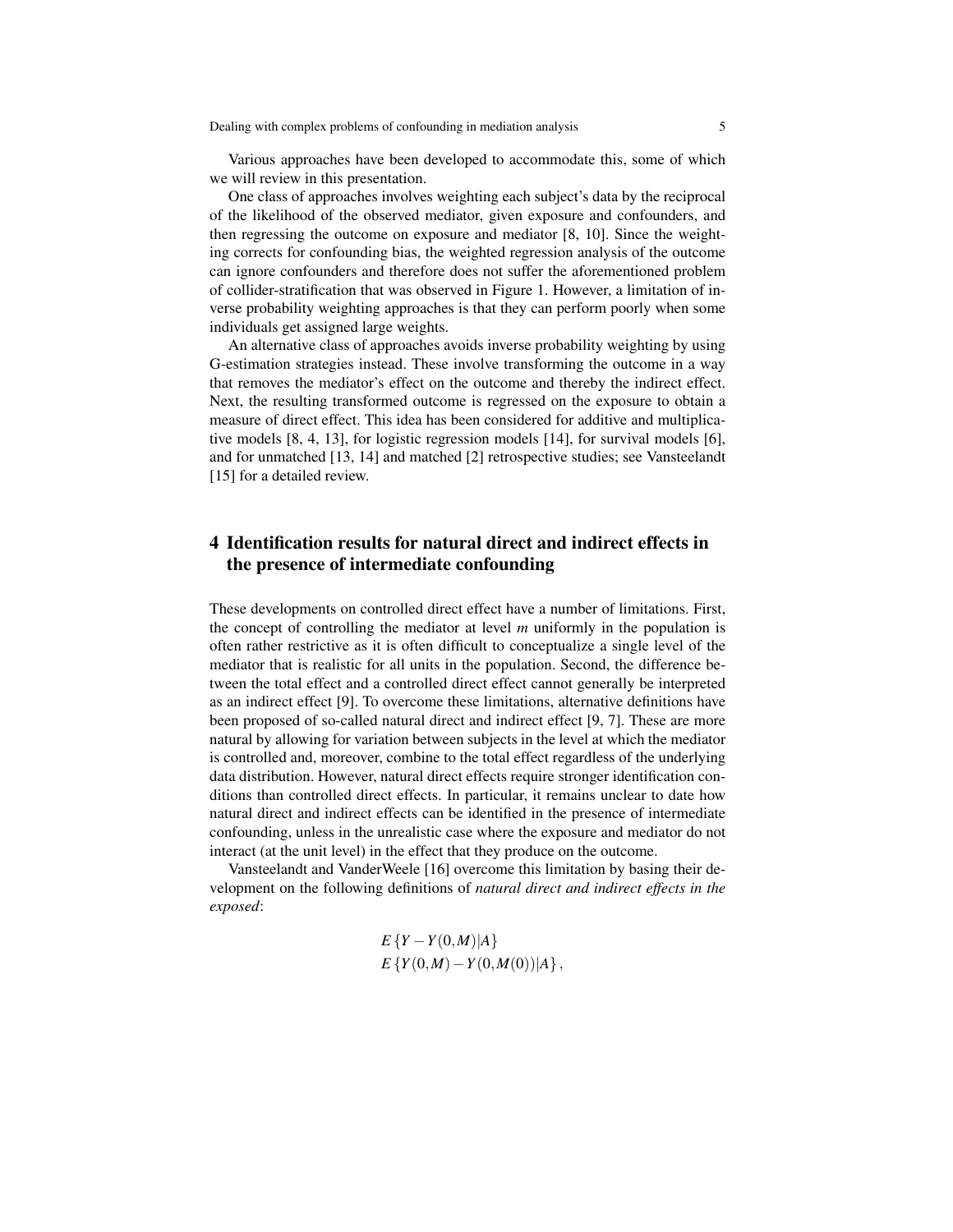Various approaches have been developed to accommodate this, some of which we will review in this presentation.

One class of approaches involves weighting each subject's data by the reciprocal of the likelihood of the observed mediator, given exposure and confounders, and then regressing the outcome on exposure and mediator [8, 10]. Since the weighting corrects for confounding bias, the weighted regression analysis of the outcome can ignore confounders and therefore does not suffer the aforementioned problem of collider-stratification that was observed in Figure 1. However, a limitation of inverse probability weighting approaches is that they can perform poorly when some individuals get assigned large weights.

An alternative class of approaches avoids inverse probability weighting by using G-estimation strategies instead. These involve transforming the outcome in a way that removes the mediator's effect on the outcome and thereby the indirect effect. Next, the resulting transformed outcome is regressed on the exposure to obtain a measure of direct effect. This idea has been considered for additive and multiplicative models [8, 4, 13], for logistic regression models [14], for survival models [6], and for unmatched [13, 14] and matched [2] retrospective studies; see Vansteelandt [15] for a detailed review.

## 4 Identification results for natural direct and indirect effects in the presence of intermediate confounding

These developments on controlled direct effect have a number of limitations. First, the concept of controlling the mediator at level $m$ uniformly in the population is often rather restrictive as it is often difficult to conceptualize a single level of the mediator that is realistic for all units in the population. Second, the difference between the total effect and a controlled direct effect cannot generally be interpreted as an indirect effect [9]. To overcome these limitations, alternative definitions have been proposed of so-called natural direct and indirect effect [9, 7]. These are more natural by allowing for variation between subjects in the level at which the mediator is controlled and, moreover, combine to the total effect regardless of the underlying data distribution. However, natural direct effects require stronger identification conditions than controlled direct effects. In particular, it remains unclear to date how natural direct and indirect effects can be identified in the presence of intermediate confounding, unless in the unrealistic case where the exposure and mediator do not interact (at the unit level) in the effect that they produce on the outcome.

Vansteelandt and VanderWeele [16] overcome this limitation by basing their development on the following definitions of *natural direct and indirect effects in the exposed*:

$$
\begin{aligned}
&E\{Y - Y(0,M)|A\} \\
&E\{Y(0,M) - Y(0,M(0))|A\},
\end{aligned}
$$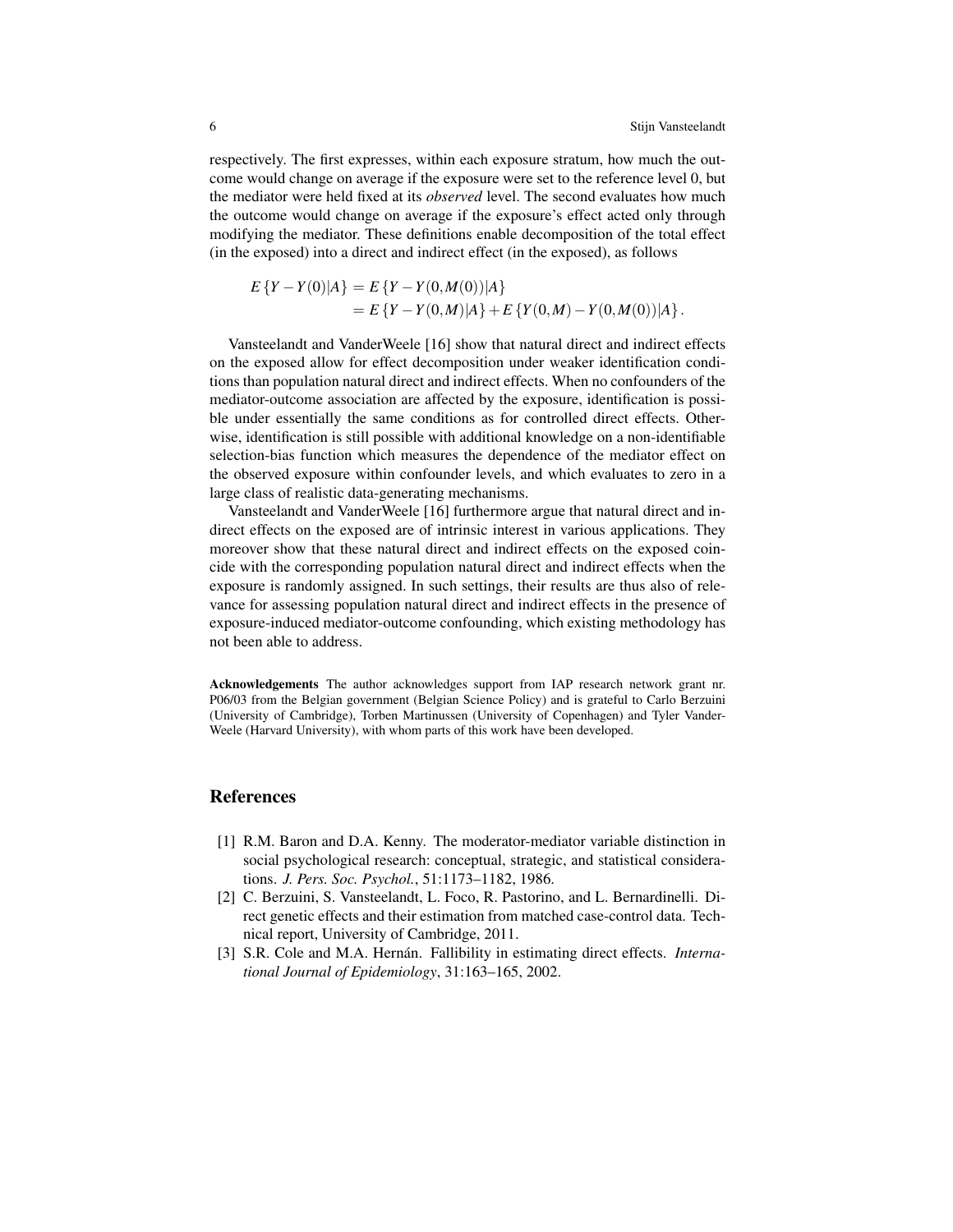respectively. The first expresses, within each exposure stratum, how much the outcome would change on average if the exposure were set to the reference level 0, but the mediator were held fixed at its *observed* level. The second evaluates how much the outcome would change on average if the exposure's effect acted only through modifying the mediator. These definitions enable decomposition of the total effect (in the exposed) into a direct and indirect effect (in the exposed), as follows

$$
\begin{aligned}
E\{Y - Y(0)|A\} &= E\{Y - Y(0, M(0))|A\} \\
&= E\{Y - Y(0, M)|A\} + E\{Y(0, M) - Y(0, M(0))|A\}.
\end{aligned}
$$

Vansteelandt and VanderWeele [16] show that natural direct and indirect effects on the exposed allow for effect decomposition under weaker identification conditions than population natural direct and indirect effects. When no confounders of the mediator-outcome association are affected by the exposure, identification is possible under essentially the same conditions as for controlled direct effects. Otherwise, identification is still possible with additional knowledge on a non-identifiable selection-bias function which measures the dependence of the mediator effect on the observed exposure within confounder levels, and which evaluates to zero in a large class of realistic data-generating mechanisms.

Vansteelandt and VanderWeele [16] furthermore argue that natural direct and indirect effects on the exposed are of intrinsic interest in various applications. They moreover show that these natural direct and indirect effects on the exposed coincide with the corresponding population natural direct and indirect effects when the exposure is randomly assigned. In such settings, their results are thus also of relevance for assessing population natural direct and indirect effects in the presence of exposure-induced mediator-outcome confounding, which existing methodology has not been able to address.

**Acknowledgements** The author acknowledges support from IAP research network grant nr. P06/03 from the Belgian government (Belgian Science Policy) and is grateful to Carlo Berzuini (University of Cambridge), Torben Martinussen (University of Copenhagen) and Tyler VanderWeele (Harvard University), with whom parts of this work have been developed.

## References

[1] R.M. Baron and D.A. Kenny. The moderator-mediator variable distinction in social psychological research: conceptual, strategic, and statistical considerations. *J. Pers. Soc. Psychol.*, 51:1173–1182, 1986.

[2] C. Berzuini, S. Vansteelandt, L. Foco, R. Pastorino, and L. Bernardinelli. Direct genetic effects and their estimation from matched case-control data. Technical report, University of Cambridge, 2011.

[3] S.R. Cole and M.A. Hernán. Fallibility in estimating direct effects. *International Journal of Epidemiology*, 31:163–165, 2002.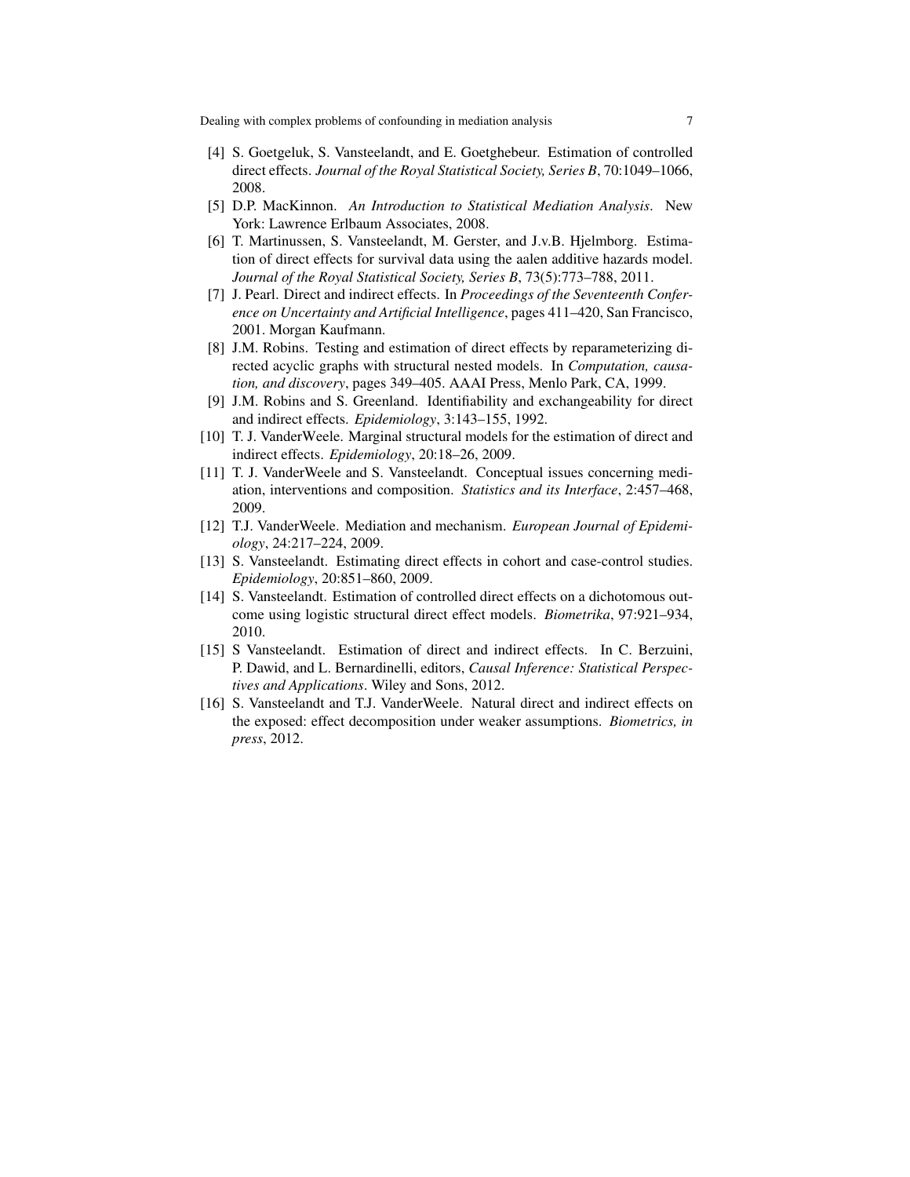[4] S. Goetgeluk, S. Vansteelandt, and E. Goetghebeur. Estimation of controlled direct effects. *Journal of the Royal Statistical Society, Series B*, 70:1049–1066, 2008.

[5] D.P. MacKinnon. *An Introduction to Statistical Mediation Analysis*. New York: Lawrence Erlbaum Associates, 2008.

[6] T. Martinussen, S. Vansteelandt, M. Gerster, and J.v.B. Hjelmborg. Estimation of direct effects for survival data using the aalen additive hazards model. *Journal of the Royal Statistical Society, Series B*, 73(5):773–788, 2011.

[7] J. Pearl. Direct and indirect effects. In *Proceedings of the Seventeenth Conference on Uncertainty and Artificial Intelligence*, pages 411–420, San Francisco, 2001. Morgan Kaufmann.

[8] J.M. Robins. Testing and estimation of direct effects by reparameterizing directed acyclic graphs with structural nested models. In *Computation, causation, and discovery*, pages 349–405. AAAI Press, Menlo Park, CA, 1999.

[9] J.M. Robins and S. Greenland. Identifiability and exchangeability for direct and indirect effects. *Epidemiology*, 3:143–155, 1992.

[10] T. J. VanderWeele. Marginal structural models for the estimation of direct and indirect effects. *Epidemiology*, 20:18–26, 2009.

[11] T. J. VanderWeele and S. Vansteelandt. Conceptual issues concerning mediation, interventions and composition. *Statistics and its Interface*, 2:457–468, 2009.

[12] T.J. VanderWeele. Mediation and mechanism. *European Journal of Epidemiology*, 24:217–224, 2009.

[13] S. Vansteelandt. Estimating direct effects in cohort and case-control studies. *Epidemiology*, 20:851–860, 2009.

[14] S. Vansteelandt. Estimation of controlled direct effects on a dichotomous outcome using logistic structural direct effect models. *Biometrika*, 97:921–934, 2010.

[15] S Vansteelandt. Estimation of direct and indirect effects. In C. Berzuini, P. Dawid, and L. Bernardinelli, editors, *Causal Inference: Statistical Perspectives and Applications*. Wiley and Sons, 2012.

[16] S. Vansteelandt and T.J. VanderWeele. Natural direct and indirect effects on the exposed: effect decomposition under weaker assumptions. *Biometrics, in press*, 2012.